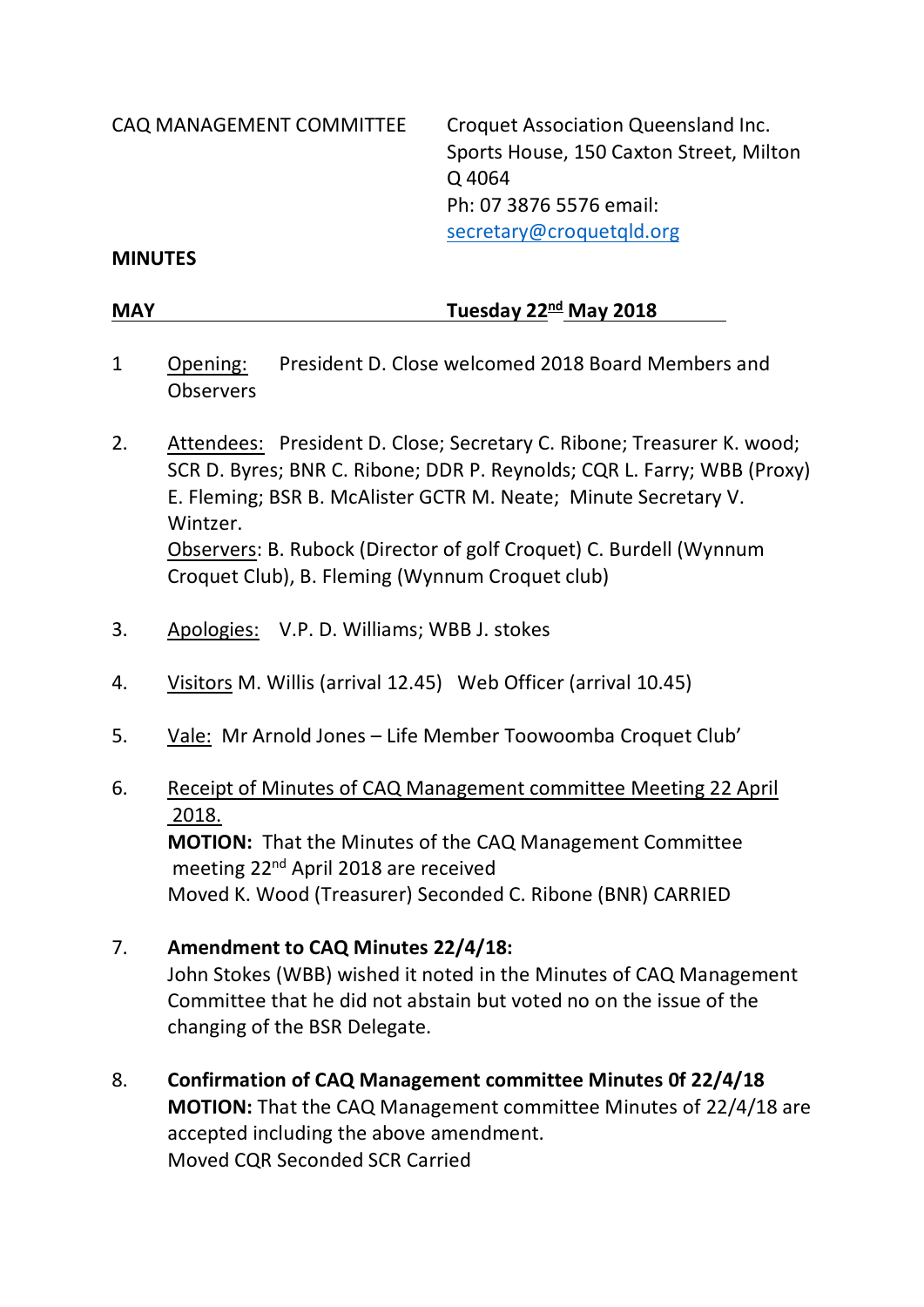CAQ MANAGEMENT COMMITTEE

Croquet Association Queensland Inc.
Sports House, 150 Caxton Street, Milton
Q 4064
Ph: 07 3876 5576 email:
secretary@croquetqld.org

**MINUTES**

**MAY** **Tuesday 22nd May 2018**

1 Opening: President D. Close welcomed 2018 Board Members and Observers

2. Attendees: President D. Close; Secretary C. Ribone; Treasurer K. wood; SCR D. Byres; BNR C. Ribone; DDR P. Reynolds; CQR L. Farry; WBB (Proxy) E. Fleming; BSR B. McAlister GCTR M. Neate; Minute Secretary V. Wintzer.
Observers: B. Rubock (Director of golf Croquet) C. Burdell (Wynnum Croquet Club), B. Fleming (Wynnum Croquet club)

3. Apologies: V.P. D. Williams; WBB J. stokes

4. Visitors M. Willis (arrival 12.45) Web Officer (arrival 10.45)

5. Vale: Mr Arnold Jones – Life Member Toowoomba Croquet Club'

6. Receipt of Minutes of CAQ Management committee Meeting 22 April 2018.
**MOTION:** That the Minutes of the CAQ Management Committee meeting 22nd April 2018 are received
Moved K. Wood (Treasurer) Seconded C. Ribone (BNR) CARRIED

7. **Amendment to CAQ Minutes 22/4/18:**
John Stokes (WBB) wished it noted in the Minutes of CAQ Management Committee that he did not abstain but voted no on the issue of the changing of the BSR Delegate.

8. **Confirmation of CAQ Management committee Minutes 0f 22/4/18**
**MOTION:** That the CAQ Management committee Minutes of 22/4/18 are accepted including the above amendment.
Moved CQR Seconded SCR Carried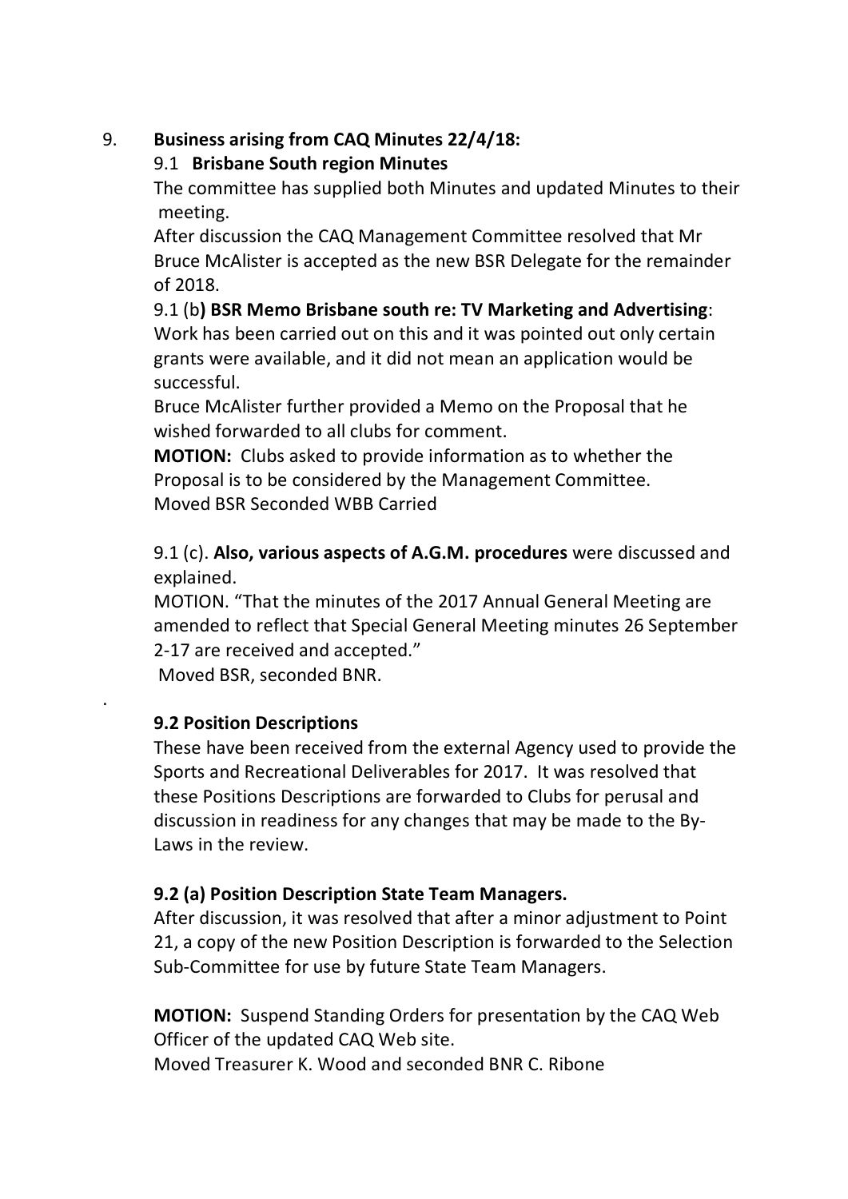9. **Business arising from CAQ Minutes 22/4/18:**

   9.1 **Brisbane South region Minutes**

   The committee has supplied both Minutes and updated Minutes to their meeting.

   After discussion the CAQ Management Committee resolved that Mr Bruce McAlister is accepted as the new BSR Delegate for the remainder of 2018.

   9.1 (b**) BSR Memo Brisbane south re: TV Marketing and Advertising**:

   Work has been carried out on this and it was pointed out only certain grants were available, and it did not mean an application would be successful.

   Bruce McAlister further provided a Memo on the Proposal that he wished forwarded to all clubs for comment.

   **MOTION:** Clubs asked to provide information as to whether the Proposal is to be considered by the Management Committee.
   Moved BSR Seconded WBB Carried

   9.1 (c). **Also, various aspects of A.G.M. procedures** were discussed and explained.

   MOTION. "That the minutes of the 2017 Annual General Meeting are amended to reflect that Special General Meeting minutes 26 September 2-17 are received and accepted."
   Moved BSR, seconded BNR.

.

   **9.2 Position Descriptions**

   These have been received from the external Agency used to provide the Sports and Recreational Deliverables for 2017. It was resolved that these Positions Descriptions are forwarded to Clubs for perusal and discussion in readiness for any changes that may be made to the By-Laws in the review.

   **9.2 (a) Position Description State Team Managers.**

   After discussion, it was resolved that after a minor adjustment to Point 21, a copy of the new Position Description is forwarded to the Selection Sub-Committee for use by future State Team Managers.

   **MOTION:** Suspend Standing Orders for presentation by the CAQ Web Officer of the updated CAQ Web site.
   Moved Treasurer K. Wood and seconded BNR C. Ribone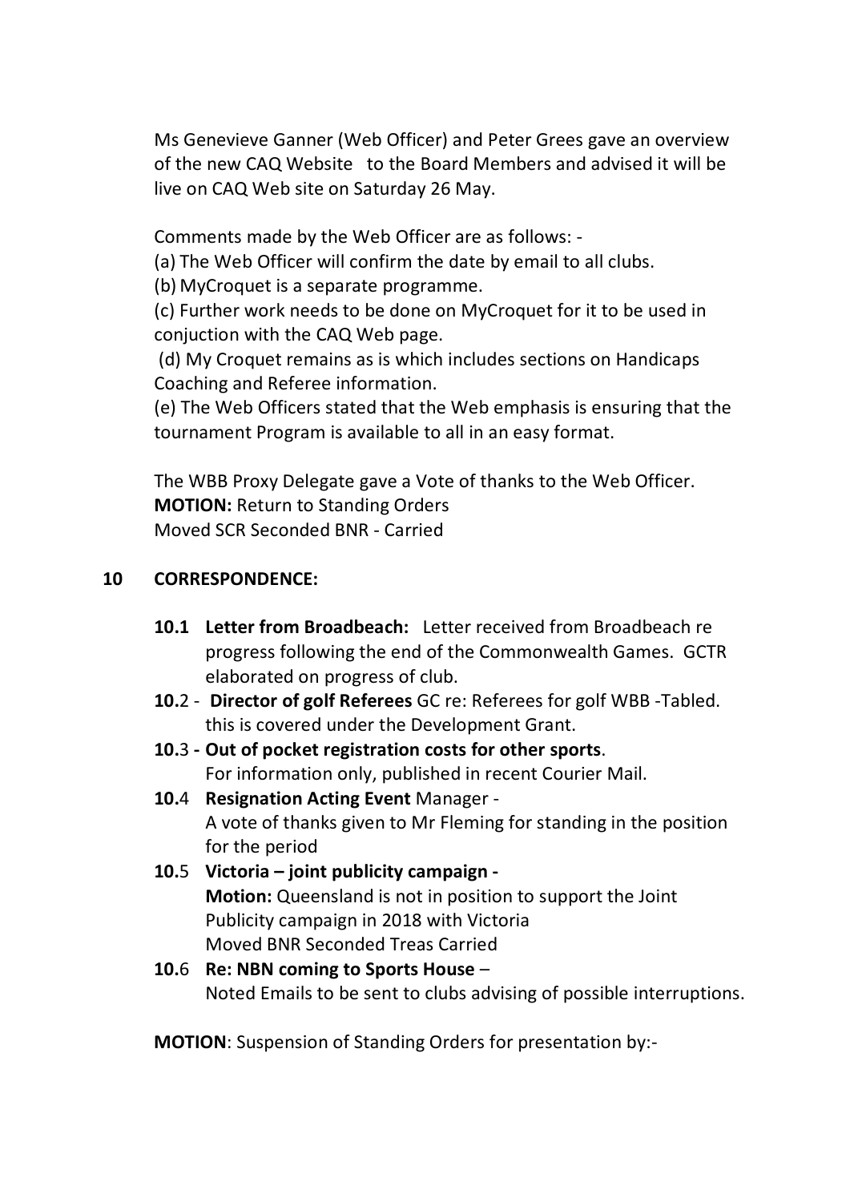Ms Genevieve Ganner (Web Officer) and Peter Grees gave an overview of the new CAQ Website to the Board Members and advised it will be live on CAQ Web site on Saturday 26 May.

Comments made by the Web Officer are as follows: -

(a) The Web Officer will confirm the date by email to all clubs.

(b) MyCroquet is a separate programme.

(c) Further work needs to be done on MyCroquet for it to be used in conjuction with the CAQ Web page.

(d) My Croquet remains as is which includes sections on Handicaps Coaching and Referee information.

(e) The Web Officers stated that the Web emphasis is ensuring that the tournament Program is available to all in an easy format.

The WBB Proxy Delegate gave a Vote of thanks to the Web Officer.
**MOTION:** Return to Standing Orders
Moved SCR Seconded BNR - Carried

## 10 CORRESPONDENCE:

- **10.1 Letter from Broadbeach:** Letter received from Broadbeach re progress following the end of the Commonwealth Games. GCTR elaborated on progress of club.
- **10.**2 - **Director of golf Referees** GC re: Referees for golf WBB -Tabled. this is covered under the Development Grant.
- **10.**3 **- Out of pocket registration costs for other sports**. For information only, published in recent Courier Mail.
- **10.**4 **Resignation Acting Event** Manager - A vote of thanks given to Mr Fleming for standing in the position for the period
- **10.**5 **Victoria – joint publicity campaign -**
  **Motion:** Queensland is not in position to support the Joint Publicity campaign in 2018 with Victoria
  Moved BNR Seconded Treas Carried
- **10.**6 **Re: NBN coming to Sports House** – Noted Emails to be sent to clubs advising of possible interruptions.

**MOTION**: Suspension of Standing Orders for presentation by:-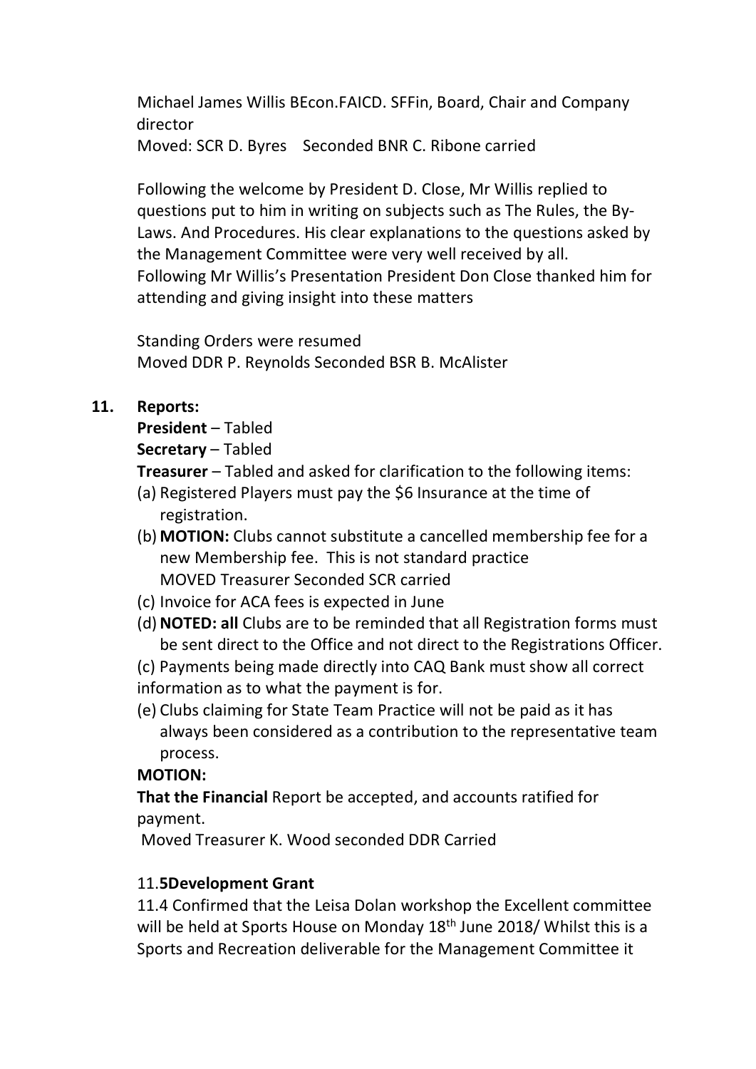Michael James Willis BEcon.FAICD. SFFin, Board, Chair and Company director
Moved: SCR D. Byres Seconded BNR C. Ribone carried

Following the welcome by President D. Close, Mr Willis replied to questions put to him in writing on subjects such as The Rules, the By-Laws. And Procedures. His clear explanations to the questions asked by the Management Committee were very well received by all.
Following Mr Willis's Presentation President Don Close thanked him for attending and giving insight into these matters

Standing Orders were resumed
Moved DDR P. Reynolds Seconded BSR B. McAlister

**11. Reports:**

**President** – Tabled
**Secretary** – Tabled
**Treasurer** – Tabled and asked for clarification to the following items:

(a) Registered Players must pay the $6 Insurance at the time of registration.
(b) **MOTION:** Clubs cannot substitute a cancelled membership fee for a new Membership fee. This is not standard practice
MOVED Treasurer Seconded SCR carried
(c) Invoice for ACA fees is expected in June
(d) **NOTED: all** Clubs are to be reminded that all Registration forms must be sent direct to the Office and not direct to the Registrations Officer.
(c) Payments being made directly into CAQ Bank must show all correct information as to what the payment is for.
(e) Clubs claiming for State Team Practice will not be paid as it has always been considered as a contribution to the representative team process.

**MOTION:**
**That the Financial** Report be accepted, and accounts ratified for payment.
Moved Treasurer K. Wood seconded DDR Carried

11.**5Development Grant**
11.4 Confirmed that the Leisa Dolan workshop the Excellent committee will be held at Sports House on Monday 18th June 2018/ Whilst this is a Sports and Recreation deliverable for the Management Committee it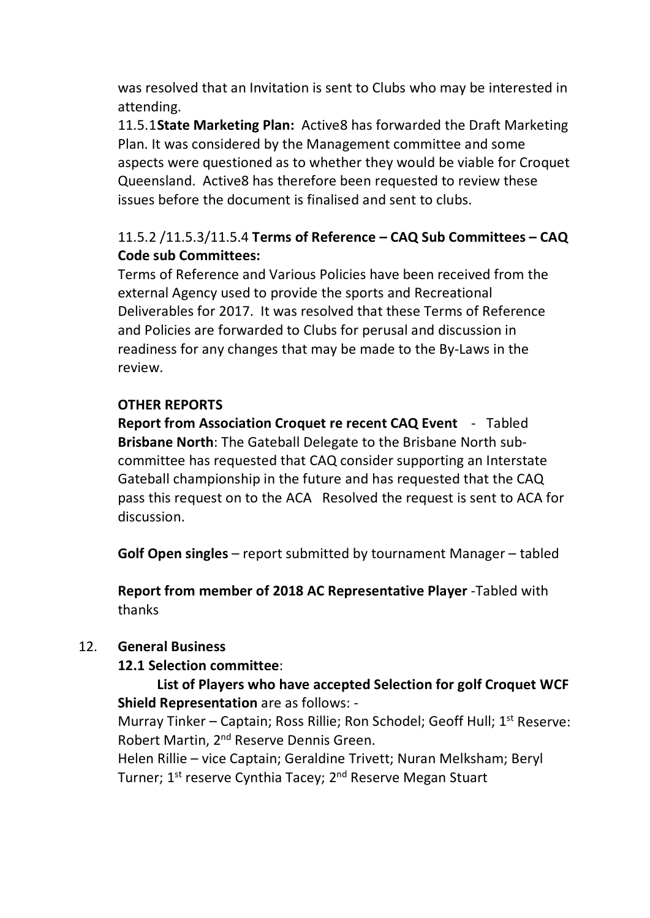was resolved that an Invitation is sent to Clubs who may be interested in attending.

11.5.1**State Marketing Plan:** Active8 has forwarded the Draft Marketing Plan. It was considered by the Management committee and some aspects were questioned as to whether they would be viable for Croquet Queensland. Active8 has therefore been requested to review these issues before the document is finalised and sent to clubs.

11.5.2 /11.5.3/11.5.4 **Terms of Reference – CAQ Sub Committees – CAQ Code sub Committees:**

Terms of Reference and Various Policies have been received from the external Agency used to provide the sports and Recreational Deliverables for 2017. It was resolved that these Terms of Reference and Policies are forwarded to Clubs for perusal and discussion in readiness for any changes that may be made to the By-Laws in the review.

**OTHER REPORTS**

**Report from Association Croquet re recent CAQ Event** - Tabled

**Brisbane North**: The Gateball Delegate to the Brisbane North sub-committee has requested that CAQ consider supporting an Interstate Gateball championship in the future and has requested that the CAQ pass this request on to the ACA Resolved the request is sent to ACA for discussion.

**Golf Open singles** – report submitted by tournament Manager – tabled

**Report from member of 2018 AC Representative Player** -Tabled with thanks

12. **General Business**

**12.1 Selection committee**:

**List of Players who have accepted Selection for golf Croquet WCF Shield Representation** are as follows: -

Murray Tinker – Captain; Ross Rillie; Ron Schodel; Geoff Hull; 1st Reserve: Robert Martin, 2nd Reserve Dennis Green.

Helen Rillie – vice Captain; Geraldine Trivett; Nuran Melksham; Beryl Turner; 1st reserve Cynthia Tacey; 2nd Reserve Megan Stuart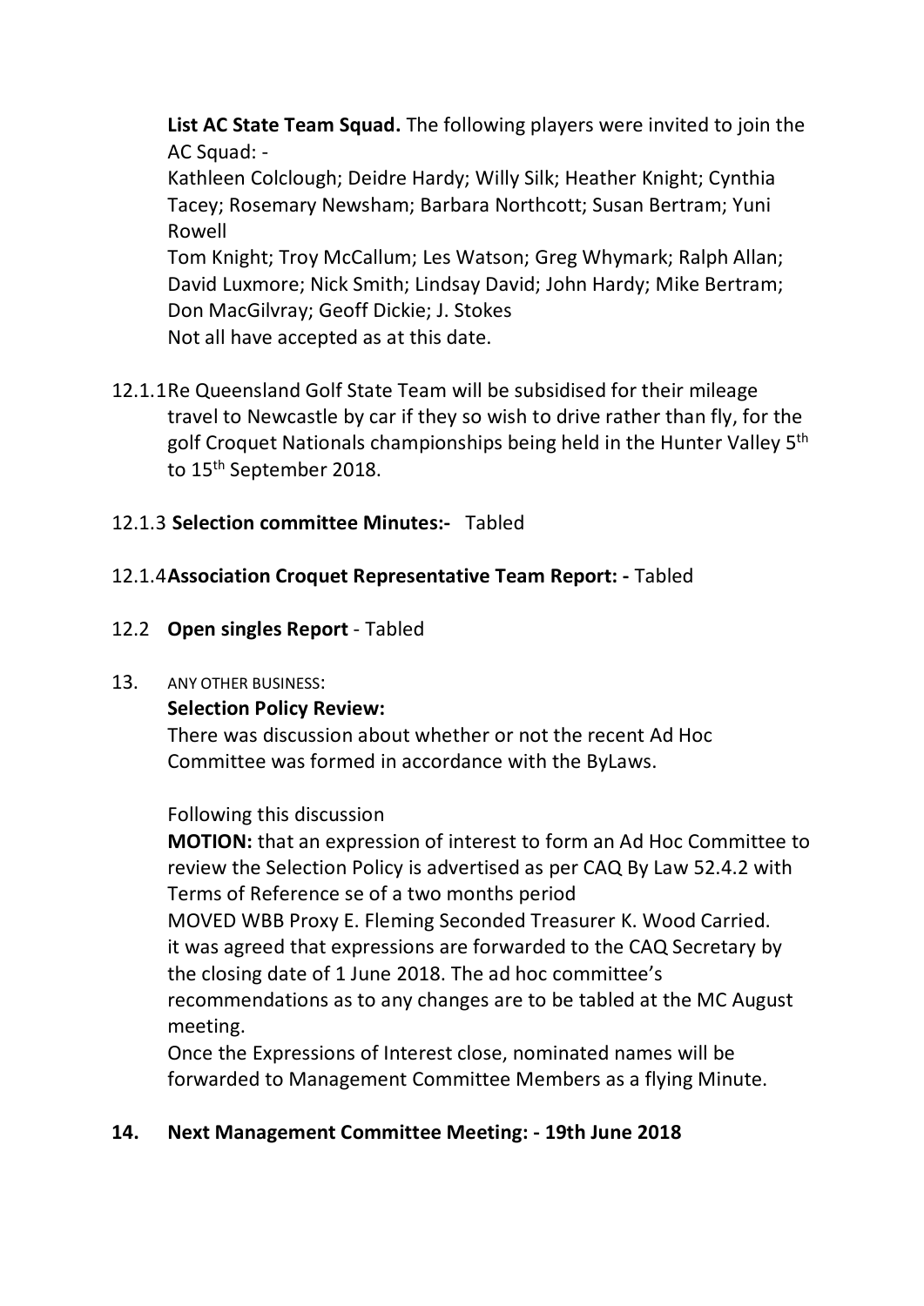**List AC State Team Squad.** The following players were invited to join the AC Squad: -

Kathleen Colclough; Deidre Hardy; Willy Silk; Heather Knight; Cynthia Tacey; Rosemary Newsham; Barbara Northcott; Susan Bertram; Yuni Rowell

Tom Knight; Troy McCallum; Les Watson; Greg Whymark; Ralph Allan; David Luxmore; Nick Smith; Lindsay David; John Hardy; Mike Bertram; Don MacGilvray; Geoff Dickie; J. Stokes

Not all have accepted as at this date.

12.1.1 Re Queensland Golf State Team will be subsidised for their mileage travel to Newcastle by car if they so wish to drive rather than fly, for the golf Croquet Nationals championships being held in the Hunter Valley 5th to 15th September 2018.

12.1.3 **Selection committee Minutes:-** Tabled

12.1.4 **Association Croquet Representative Team Report: -** Tabled

12.2 **Open singles Report** - Tabled

13. ANY OTHER BUSINESS:

**Selection Policy Review:**

There was discussion about whether or not the recent Ad Hoc Committee was formed in accordance with the ByLaws.

Following this discussion

**MOTION:** that an expression of interest to form an Ad Hoc Committee to review the Selection Policy is advertised as per CAQ By Law 52.4.2 with Terms of Reference se of a two months period

MOVED WBB Proxy E. Fleming Seconded Treasurer K. Wood Carried.

it was agreed that expressions are forwarded to the CAQ Secretary by the closing date of 1 June 2018. The ad hoc committee's recommendations as to any changes are to be tabled at the MC August meeting.

Once the Expressions of Interest close, nominated names will be forwarded to Management Committee Members as a flying Minute.

**14. Next Management Committee Meeting: - 19th June 2018**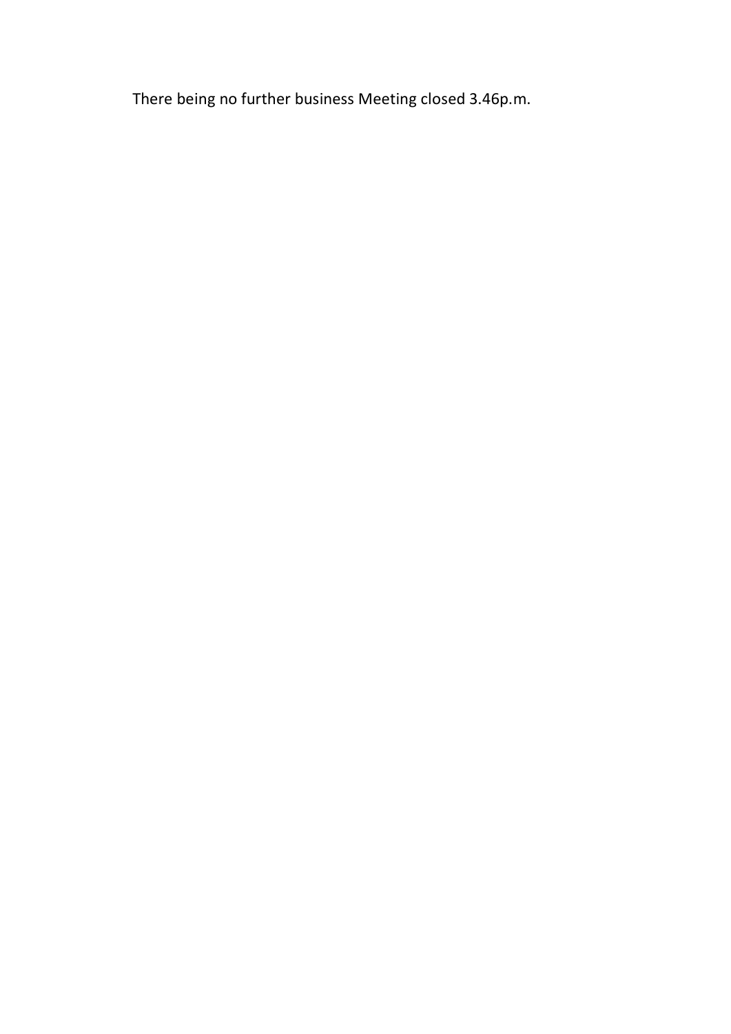There being no further business Meeting closed 3.46p.m.